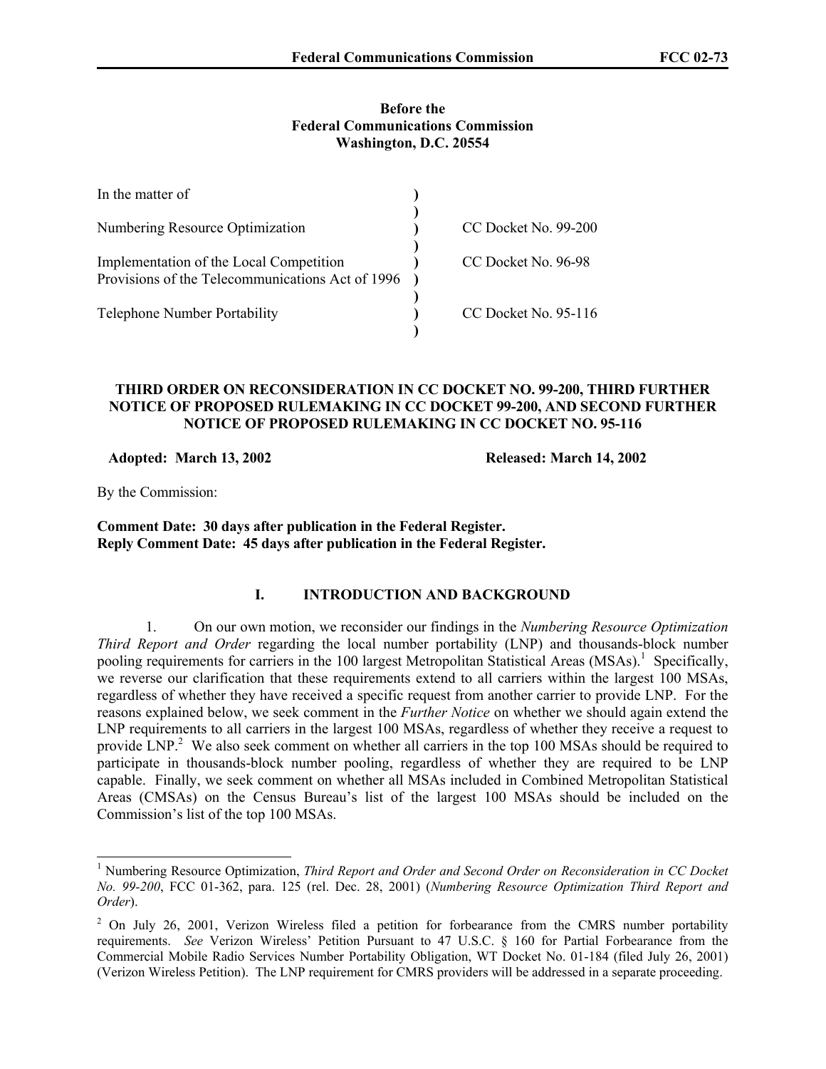**Before the**
**Federal Communications Commission**
**Washington, D.C. 20554**

| | | |
|---|---|---|
| In the matter of | ) | |
| | ) | |
| Numbering Resource Optimization | ) | CC Docket No. 99-200 |
| | ) | |
| Implementation of the Local Competition Provisions of the Telecommunications Act of 1996 | ) | CC Docket No. 96-98 |
| | ) | |
| Telephone Number Portability | ) | CC Docket No. 95-116 |
| | ) | |

**THIRD ORDER ON RECONSIDERATION IN CC DOCKET NO. 99-200, THIRD FURTHER NOTICE OF PROPOSED RULEMAKING IN CC DOCKET 99-200, AND SECOND FURTHER NOTICE OF PROPOSED RULEMAKING IN CC DOCKET NO. 95-116**

**Adopted: March 13, 2002** **Released: March 14, 2002**

By the Commission:

**Comment Date: 30 days after publication in the Federal Register.**
**Reply Comment Date: 45 days after publication in the Federal Register.**

## I. INTRODUCTION AND BACKGROUND

1. On our own motion, we reconsider our findings in the *Numbering Resource Optimization Third Report and Order* regarding the local number portability (LNP) and thousands-block number pooling requirements for carriers in the 100 largest Metropolitan Statistical Areas (MSAs).[1] Specifically, we reverse our clarification that these requirements extend to all carriers within the largest 100 MSAs, regardless of whether they have received a specific request from another carrier to provide LNP. For the reasons explained below, we seek comment in the *Further Notice* on whether we should again extend the LNP requirements to all carriers in the largest 100 MSAs, regardless of whether they receive a request to provide LNP.[2] We also seek comment on whether all carriers in the top 100 MSAs should be required to participate in thousands-block number pooling, regardless of whether they are required to be LNP capable. Finally, we seek comment on whether all MSAs included in Combined Metropolitan Statistical Areas (CMSAs) on the Census Bureau's list of the largest 100 MSAs should be included on the Commission's list of the top 100 MSAs.

---

[1] Numbering Resource Optimization, *Third Report and Order and Second Order on Reconsideration in CC Docket No. 99-200*, FCC 01-362, para. 125 (rel. Dec. 28, 2001) (*Numbering Resource Optimization Third Report and Order*).

[2] On July 26, 2001, Verizon Wireless filed a petition for forbearance from the CMRS number portability requirements. *See* Verizon Wireless' Petition Pursuant to 47 U.S.C. § 160 for Partial Forbearance from the Commercial Mobile Radio Services Number Portability Obligation, WT Docket No. 01-184 (filed July 26, 2001) (Verizon Wireless Petition). The LNP requirement for CMRS providers will be addressed in a separate proceeding.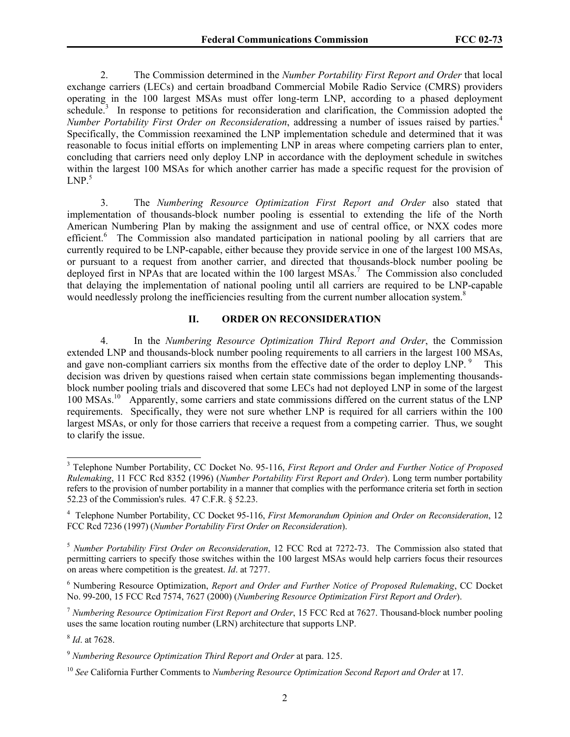2. The Commission determined in the *Number Portability First Report and Order* that local exchange carriers (LECs) and certain broadband Commercial Mobile Radio Service (CMRS) providers operating in the 100 largest MSAs must offer long-term LNP, according to a phased deployment schedule.[3] In response to petitions for reconsideration and clarification, the Commission adopted the *Number Portability First Order on Reconsideration*, addressing a number of issues raised by parties.[4] Specifically, the Commission reexamined the LNP implementation schedule and determined that it was reasonable to focus initial efforts on implementing LNP in areas where competing carriers plan to enter, concluding that carriers need only deploy LNP in accordance with the deployment schedule in switches within the largest 100 MSAs for which another carrier has made a specific request for the provision of LNP.[5]

3. The *Numbering Resource Optimization First Report and Order* also stated that implementation of thousands-block number pooling is essential to extending the life of the North American Numbering Plan by making the assignment and use of central office, or NXX codes more efficient.[6] The Commission also mandated participation in national pooling by all carriers that are currently required to be LNP-capable, either because they provide service in one of the largest 100 MSAs, or pursuant to a request from another carrier, and directed that thousands-block number pooling be deployed first in NPAs that are located within the 100 largest MSAs.[7] The Commission also concluded that delaying the implementation of national pooling until all carriers are required to be LNP-capable would needlessly prolong the inefficiencies resulting from the current number allocation system.[8]

## II. ORDER ON RECONSIDERATION

4. In the *Numbering Resource Optimization Third Report and Order*, the Commission extended LNP and thousands-block number pooling requirements to all carriers in the largest 100 MSAs, and gave non-compliant carriers six months from the effective date of the order to deploy LNP.[9] This decision was driven by questions raised when certain state commissions began implementing thousands-block number pooling trials and discovered that some LECs had not deployed LNP in some of the largest 100 MSAs.[10] Apparently, some carriers and state commissions differed on the current status of the LNP requirements. Specifically, they were not sure whether LNP is required for all carriers within the 100 largest MSAs, or only for those carriers that receive a request from a competing carrier. Thus, we sought to clarify the issue.

---

[3] Telephone Number Portability, CC Docket No. 95-116, *First Report and Order and Further Notice of Proposed Rulemaking*, 11 FCC Rcd 8352 (1996) (*Number Portability First Report and Order*). Long term number portability refers to the provision of number portability in a manner that complies with the performance criteria set forth in section 52.23 of the Commission's rules. 47 C.F.R. § 52.23.

[4] Telephone Number Portability, CC Docket 95-116, *First Memorandum Opinion and Order on Reconsideration*, 12 FCC Rcd 7236 (1997) (*Number Portability First Order on Reconsideration*).

[5] *Number Portability First Order on Reconsideration*, 12 FCC Rcd at 7272-73. The Commission also stated that permitting carriers to specify those switches within the 100 largest MSAs would help carriers focus their resources on areas where competition is the greatest. *Id*. at 7277.

[6] Numbering Resource Optimization, *Report and Order and Further Notice of Proposed Rulemaking*, CC Docket No. 99-200, 15 FCC Rcd 7574, 7627 (2000) (*Numbering Resource Optimization First Report and Order*).

[7] *Numbering Resource Optimization First Report and Order*, 15 FCC Rcd at 7627. Thousand-block number pooling uses the same location routing number (LRN) architecture that supports LNP.

[8] *Id*. at 7628.

[9] *Numbering Resource Optimization Third Report and Order* at para. 125.

[10] *See* California Further Comments to *Numbering Resource Optimization Second Report and Order* at 17.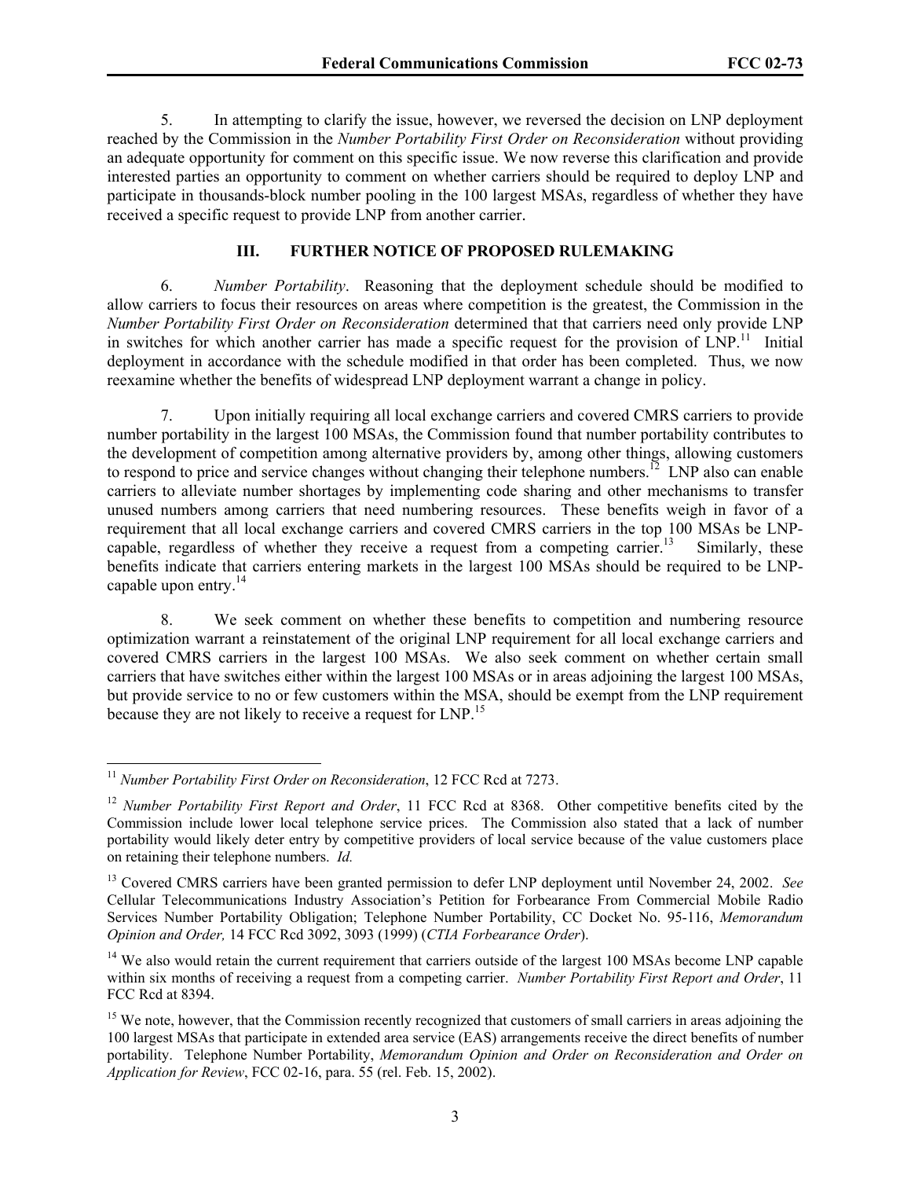5. In attempting to clarify the issue, however, we reversed the decision on LNP deployment reached by the Commission in the *Number Portability First Order on Reconsideration* without providing an adequate opportunity for comment on this specific issue. We now reverse this clarification and provide interested parties an opportunity to comment on whether carriers should be required to deploy LNP and participate in thousands-block number pooling in the 100 largest MSAs, regardless of whether they have received a specific request to provide LNP from another carrier.

### III. FURTHER NOTICE OF PROPOSED RULEMAKING

6. *Number Portability*. Reasoning that the deployment schedule should be modified to allow carriers to focus their resources on areas where competition is the greatest, the Commission in the *Number Portability First Order on Reconsideration* determined that that carriers need only provide LNP in switches for which another carrier has made a specific request for the provision of LNP.[11] Initial deployment in accordance with the schedule modified in that order has been completed. Thus, we now reexamine whether the benefits of widespread LNP deployment warrant a change in policy.

7. Upon initially requiring all local exchange carriers and covered CMRS carriers to provide number portability in the largest 100 MSAs, the Commission found that number portability contributes to the development of competition among alternative providers by, among other things, allowing customers to respond to price and service changes without changing their telephone numbers.[12] LNP also can enable carriers to alleviate number shortages by implementing code sharing and other mechanisms to transfer unused numbers among carriers that need numbering resources. These benefits weigh in favor of a requirement that all local exchange carriers and covered CMRS carriers in the top 100 MSAs be LNP-capable, regardless of whether they receive a request from a competing carrier.[13] Similarly, these benefits indicate that carriers entering markets in the largest 100 MSAs should be required to be LNP-capable upon entry.[14]

8. We seek comment on whether these benefits to competition and numbering resource optimization warrant a reinstatement of the original LNP requirement for all local exchange carriers and covered CMRS carriers in the largest 100 MSAs. We also seek comment on whether certain small carriers that have switches either within the largest 100 MSAs or in areas adjoining the largest 100 MSAs, but provide service to no or few customers within the MSA, should be exempt from the LNP requirement because they are not likely to receive a request for LNP.[15]

---

[11] *Number Portability First Order on Reconsideration*, 12 FCC Rcd at 7273.

[12] *Number Portability First Report and Order*, 11 FCC Rcd at 8368. Other competitive benefits cited by the Commission include lower local telephone service prices. The Commission also stated that a lack of number portability would likely deter entry by competitive providers of local service because of the value customers place on retaining their telephone numbers. *Id.*

[13] Covered CMRS carriers have been granted permission to defer LNP deployment until November 24, 2002. *See* Cellular Telecommunications Industry Association's Petition for Forbearance From Commercial Mobile Radio Services Number Portability Obligation; Telephone Number Portability, CC Docket No. 95-116, *Memorandum Opinion and Order,* 14 FCC Rcd 3092, 3093 (1999) (*CTIA Forbearance Order*).

[14] We also would retain the current requirement that carriers outside of the largest 100 MSAs become LNP capable within six months of receiving a request from a competing carrier. *Number Portability First Report and Order*, 11 FCC Rcd at 8394.

[15] We note, however, that the Commission recently recognized that customers of small carriers in areas adjoining the 100 largest MSAs that participate in extended area service (EAS) arrangements receive the direct benefits of number portability. Telephone Number Portability, *Memorandum Opinion and Order on Reconsideration and Order on Application for Review*, FCC 02-16, para. 55 (rel. Feb. 15, 2002).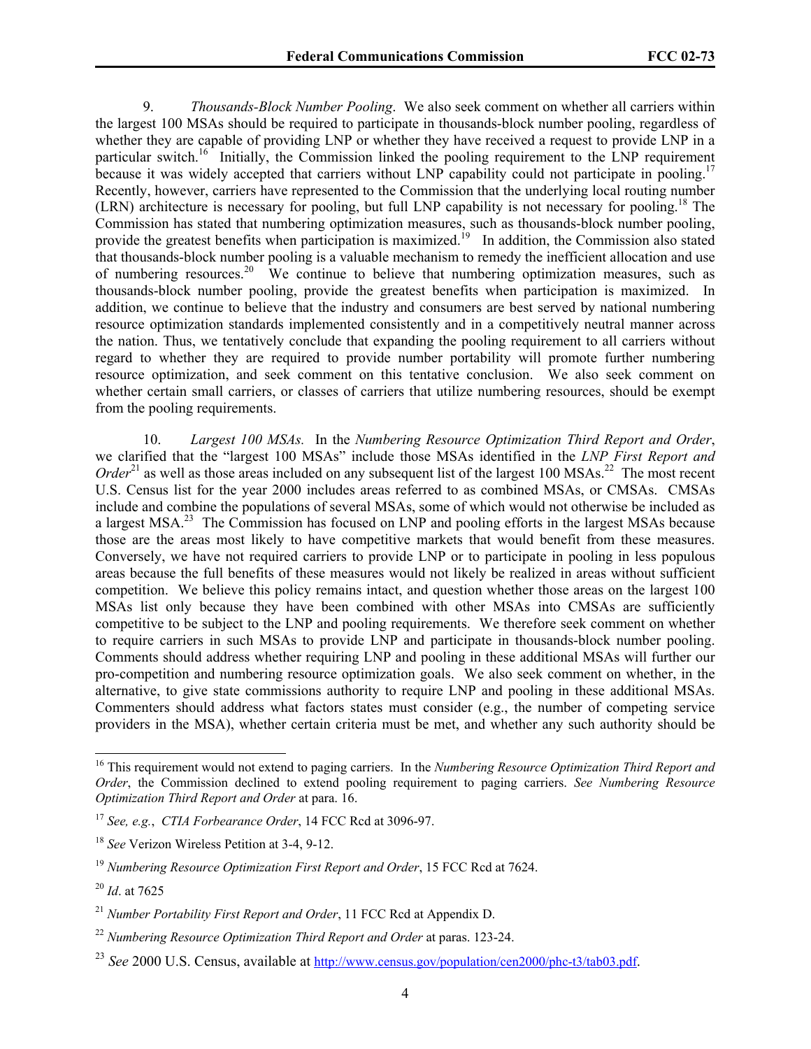9. *Thousands-Block Number Pooling*. We also seek comment on whether all carriers within the largest 100 MSAs should be required to participate in thousands-block number pooling, regardless of whether they are capable of providing LNP or whether they have received a request to provide LNP in a particular switch.[16] Initially, the Commission linked the pooling requirement to the LNP requirement because it was widely accepted that carriers without LNP capability could not participate in pooling.[17] Recently, however, carriers have represented to the Commission that the underlying local routing number (LRN) architecture is necessary for pooling, but full LNP capability is not necessary for pooling.[18] The Commission has stated that numbering optimization measures, such as thousands-block number pooling, provide the greatest benefits when participation is maximized.[19] In addition, the Commission also stated that thousands-block number pooling is a valuable mechanism to remedy the inefficient allocation and use of numbering resources.[20] We continue to believe that numbering optimization measures, such as thousands-block number pooling, provide the greatest benefits when participation is maximized. In addition, we continue to believe that the industry and consumers are best served by national numbering resource optimization standards implemented consistently and in a competitively neutral manner across the nation. Thus, we tentatively conclude that expanding the pooling requirement to all carriers without regard to whether they are required to provide number portability will promote further numbering resource optimization, and seek comment on this tentative conclusion. We also seek comment on whether certain small carriers, or classes of carriers that utilize numbering resources, should be exempt from the pooling requirements.

10. *Largest 100 MSAs.* In the *Numbering Resource Optimization Third Report and Order*, we clarified that the "largest 100 MSAs" include those MSAs identified in the *LNP First Report and Order*[21] as well as those areas included on any subsequent list of the largest 100 MSAs.[22] The most recent U.S. Census list for the year 2000 includes areas referred to as combined MSAs, or CMSAs. CMSAs include and combine the populations of several MSAs, some of which would not otherwise be included as a largest MSA.[23] The Commission has focused on LNP and pooling efforts in the largest MSAs because those are the areas most likely to have competitive markets that would benefit from these measures. Conversely, we have not required carriers to provide LNP or to participate in pooling in less populous areas because the full benefits of these measures would not likely be realized in areas without sufficient competition. We believe this policy remains intact, and question whether those areas on the largest 100 MSAs list only because they have been combined with other MSAs into CMSAs are sufficiently competitive to be subject to the LNP and pooling requirements. We therefore seek comment on whether to require carriers in such MSAs to provide LNP and participate in thousands-block number pooling. Comments should address whether requiring LNP and pooling in these additional MSAs will further our pro-competition and numbering resource optimization goals. We also seek comment on whether, in the alternative, to give state commissions authority to require LNP and pooling in these additional MSAs. Commenters should address what factors states must consider (e.g., the number of competing service providers in the MSA), whether certain criteria must be met, and whether any such authority should be

---

[16] This requirement would not extend to paging carriers. In the *Numbering Resource Optimization Third Report and Order*, the Commission declined to extend pooling requirement to paging carriers. *See Numbering Resource Optimization Third Report and Order* at para. 16.

[17] *See, e.g.*, *CTIA Forbearance Order*, 14 FCC Rcd at 3096-97.

[18] *See* Verizon Wireless Petition at 3-4, 9-12.

[19] *Numbering Resource Optimization First Report and Order*, 15 FCC Rcd at 7624.

[20] *Id*. at 7625

[21] *Number Portability First Report and Order*, 11 FCC Rcd at Appendix D.

[22] *Numbering Resource Optimization Third Report and Order* at paras. 123-24.

[23] *See* 2000 U.S. Census, available at http://www.census.gov/population/cen2000/phc-t3/tab03.pdf.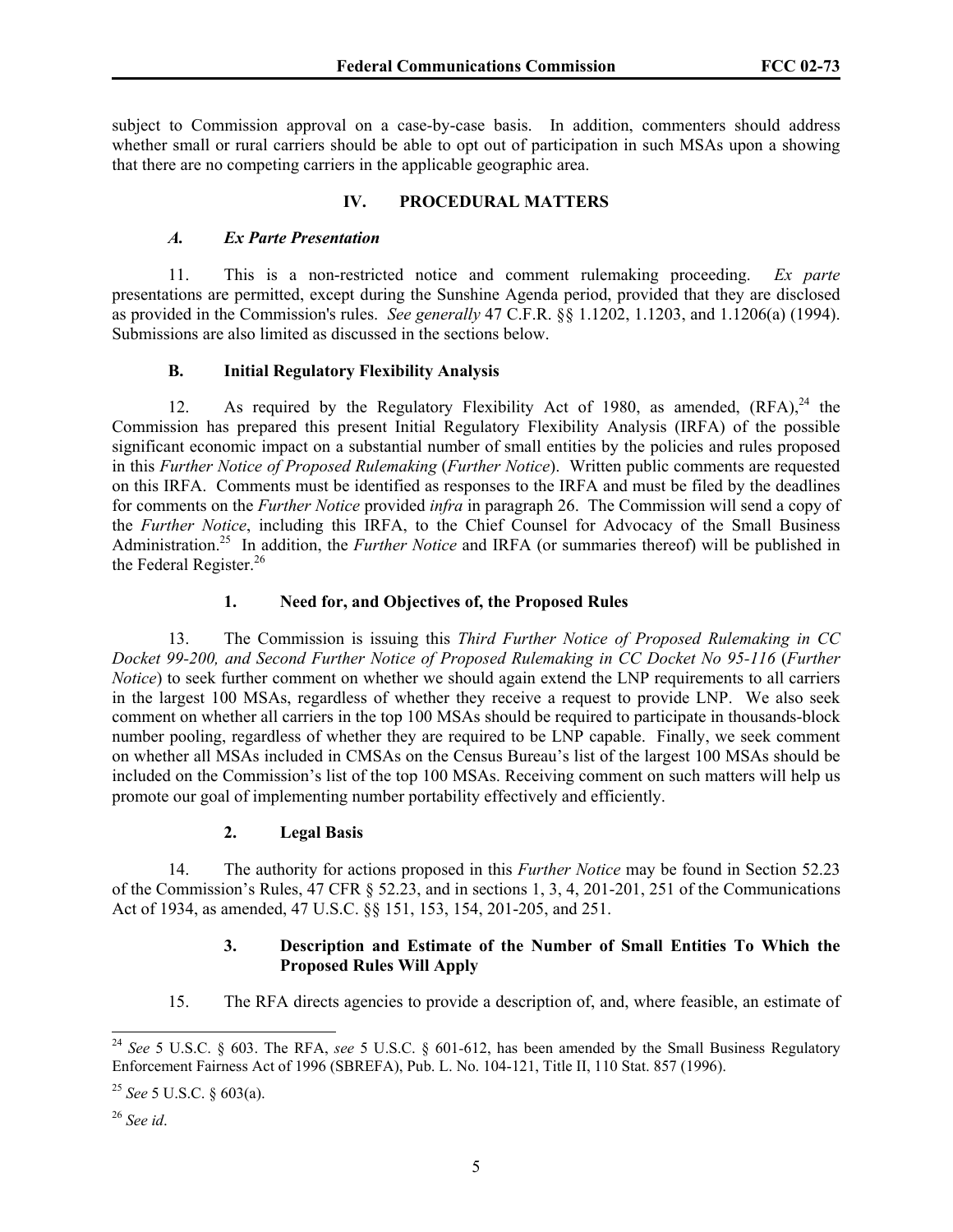subject to Commission approval on a case-by-case basis. In addition, commenters should address whether small or rural carriers should be able to opt out of participation in such MSAs upon a showing that there are no competing carriers in the applicable geographic area.

## IV. PROCEDURAL MATTERS

### *A. Ex Parte Presentation*

11. This is a non-restricted notice and comment rulemaking proceeding. *Ex parte* presentations are permitted, except during the Sunshine Agenda period, provided that they are disclosed as provided in the Commission's rules. *See generally* 47 C.F.R. §§ 1.1202, 1.1203, and 1.1206(a) (1994). Submissions are also limited as discussed in the sections below.

### B. Initial Regulatory Flexibility Analysis

12. As required by the Regulatory Flexibility Act of 1980, as amended, (RFA),[24] the Commission has prepared this present Initial Regulatory Flexibility Analysis (IRFA) of the possible significant economic impact on a substantial number of small entities by the policies and rules proposed in this *Further Notice of Proposed Rulemaking* (*Further Notice*). Written public comments are requested on this IRFA. Comments must be identified as responses to the IRFA and must be filed by the deadlines for comments on the *Further Notice* provided *infra* in paragraph 26. The Commission will send a copy of the *Further Notice*, including this IRFA, to the Chief Counsel for Advocacy of the Small Business Administration.[25] In addition, the *Further Notice* and IRFA (or summaries thereof) will be published in the Federal Register.[26]

#### 1. Need for, and Objectives of, the Proposed Rules

13. The Commission is issuing this *Third Further Notice of Proposed Rulemaking in CC Docket 99-200, and Second Further Notice of Proposed Rulemaking in CC Docket No 95-116* (*Further Notice*) to seek further comment on whether we should again extend the LNP requirements to all carriers in the largest 100 MSAs, regardless of whether they receive a request to provide LNP. We also seek comment on whether all carriers in the top 100 MSAs should be required to participate in thousands-block number pooling, regardless of whether they are required to be LNP capable. Finally, we seek comment on whether all MSAs included in CMSAs on the Census Bureau's list of the largest 100 MSAs should be included on the Commission's list of the top 100 MSAs. Receiving comment on such matters will help us promote our goal of implementing number portability effectively and efficiently.

#### 2. Legal Basis

14. The authority for actions proposed in this *Further Notice* may be found in Section 52.23 of the Commission's Rules, 47 CFR § 52.23, and in sections 1, 3, 4, 201-201, 251 of the Communications Act of 1934, as amended, 47 U.S.C. §§ 151, 153, 154, 201-205, and 251.

#### 3. Description and Estimate of the Number of Small Entities To Which the Proposed Rules Will Apply

15. The RFA directs agencies to provide a description of, and, where feasible, an estimate of

---

[24] *See* 5 U.S.C. § 603. The RFA, *see* 5 U.S.C. § 601-612, has been amended by the Small Business Regulatory Enforcement Fairness Act of 1996 (SBREFA), Pub. L. No. 104-121, Title II, 110 Stat. 857 (1996).

[25] *See* 5 U.S.C. § 603(a).

[26] *See id*.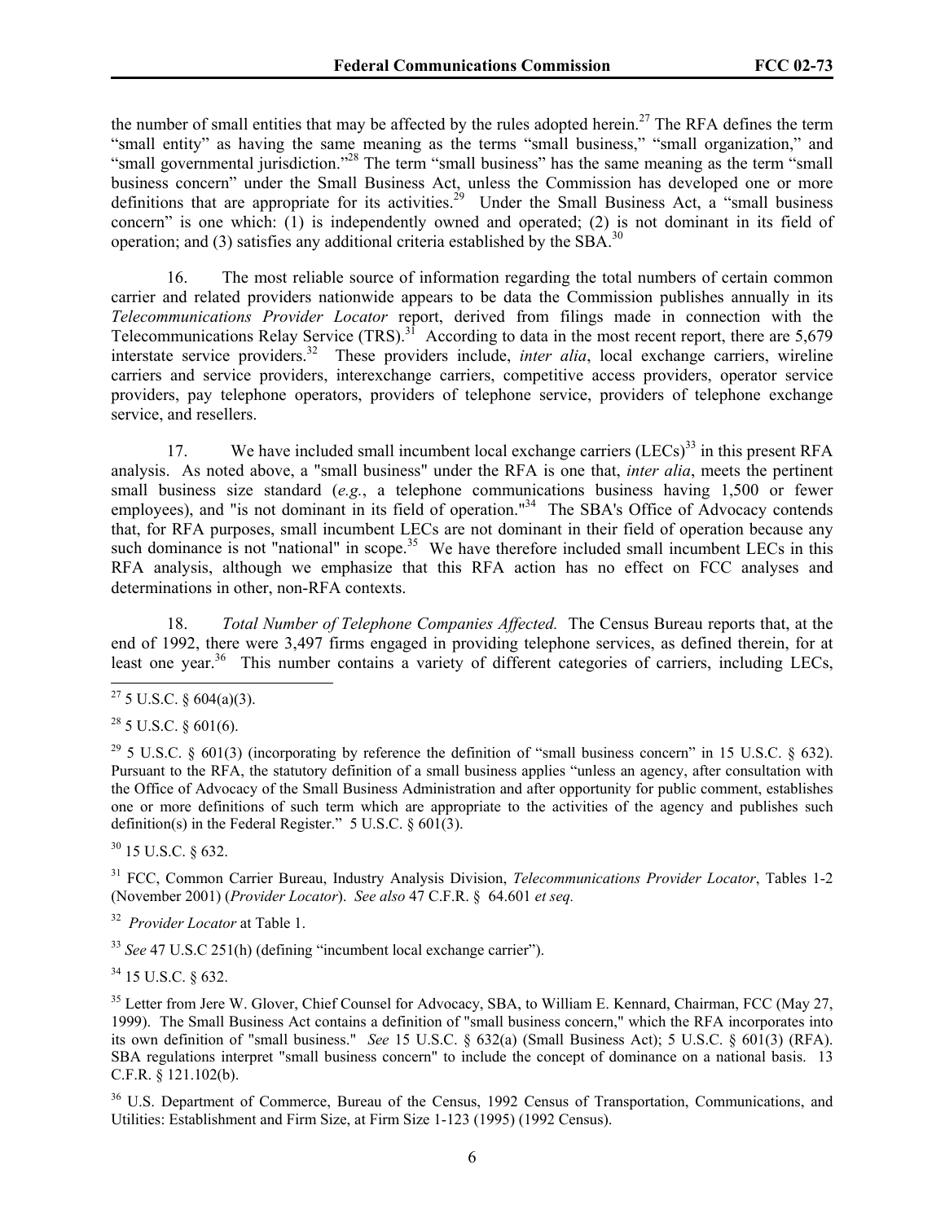the number of small entities that may be affected by the rules adopted herein.[27] The RFA defines the term "small entity" as having the same meaning as the terms "small business," "small organization," and "small governmental jurisdiction."[28] The term "small business" has the same meaning as the term "small business concern" under the Small Business Act, unless the Commission has developed one or more definitions that are appropriate for its activities.[29] Under the Small Business Act, a "small business concern" is one which: (1) is independently owned and operated; (2) is not dominant in its field of operation; and (3) satisfies any additional criteria established by the SBA.[30]

16. The most reliable source of information regarding the total numbers of certain common carrier and related providers nationwide appears to be data the Commission publishes annually in its *Telecommunications Provider Locator* report, derived from filings made in connection with the Telecommunications Relay Service (TRS).[31] According to data in the most recent report, there are 5,679 interstate service providers.[32] These providers include, *inter alia*, local exchange carriers, wireline carriers and service providers, interexchange carriers, competitive access providers, operator service providers, pay telephone operators, providers of telephone service, providers of telephone exchange service, and resellers.

17. We have included small incumbent local exchange carriers (LECs)[33] in this present RFA analysis. As noted above, a "small business" under the RFA is one that, *inter alia*, meets the pertinent small business size standard (*e.g.*, a telephone communications business having 1,500 or fewer employees), and "is not dominant in its field of operation."[34] The SBA's Office of Advocacy contends that, for RFA purposes, small incumbent LECs are not dominant in their field of operation because any such dominance is not "national" in scope.[35] We have therefore included small incumbent LECs in this RFA analysis, although we emphasize that this RFA action has no effect on FCC analyses and determinations in other, non-RFA contexts.

18. *Total Number of Telephone Companies Affected.* The Census Bureau reports that, at the end of 1992, there were 3,497 firms engaged in providing telephone services, as defined therein, for at least one year.[36] This number contains a variety of different categories of carriers, including LECs,

---

[27] 5 U.S.C. § 604(a)(3).

[28] 5 U.S.C. § 601(6).

[29] 5 U.S.C. § 601(3) (incorporating by reference the definition of "small business concern" in 15 U.S.C. § 632). Pursuant to the RFA, the statutory definition of a small business applies "unless an agency, after consultation with the Office of Advocacy of the Small Business Administration and after opportunity for public comment, establishes one or more definitions of such term which are appropriate to the activities of the agency and publishes such definition(s) in the Federal Register." 5 U.S.C. § 601(3).

[30] 15 U.S.C. § 632.

[31] FCC, Common Carrier Bureau, Industry Analysis Division, *Telecommunications Provider Locator*, Tables 1-2 (November 2001) (*Provider Locator*). *See also* 47 C.F.R. § 64.601 *et seq.*

[32] *Provider Locator* at Table 1.

[33] *See* 47 U.S.C 251(h) (defining "incumbent local exchange carrier").

[34] 15 U.S.C. § 632.

[35] Letter from Jere W. Glover, Chief Counsel for Advocacy, SBA, to William E. Kennard, Chairman, FCC (May 27, 1999). The Small Business Act contains a definition of "small business concern," which the RFA incorporates into its own definition of "small business." *See* 15 U.S.C. § 632(a) (Small Business Act); 5 U.S.C. § 601(3) (RFA). SBA regulations interpret "small business concern" to include the concept of dominance on a national basis. 13 C.F.R. § 121.102(b).

[36] U.S. Department of Commerce, Bureau of the Census, 1992 Census of Transportation, Communications, and Utilities: Establishment and Firm Size, at Firm Size 1-123 (1995) (1992 Census).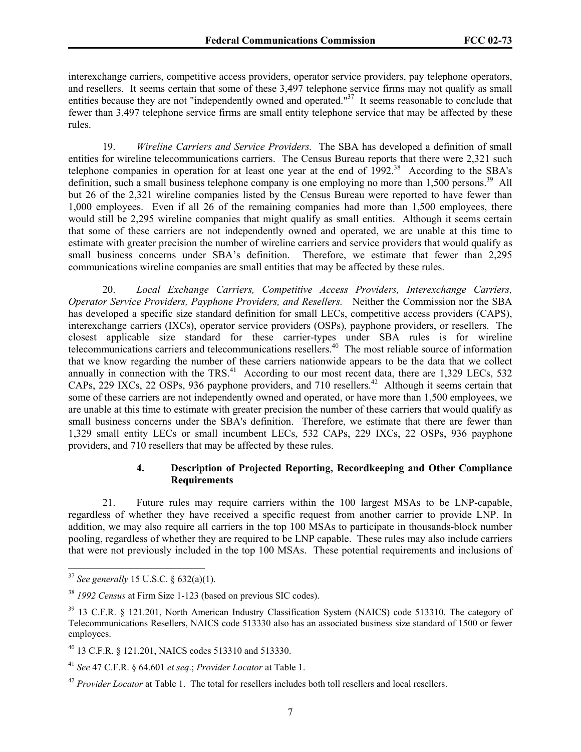interexchange carriers, competitive access providers, operator service providers, pay telephone operators, and resellers. It seems certain that some of these 3,497 telephone service firms may not qualify as small entities because they are not "independently owned and operated."[37] It seems reasonable to conclude that fewer than 3,497 telephone service firms are small entity telephone service that may be affected by these rules.

19. *Wireline Carriers and Service Providers.* The SBA has developed a definition of small entities for wireline telecommunications carriers. The Census Bureau reports that there were 2,321 such telephone companies in operation for at least one year at the end of 1992.[38] According to the SBA's definition, such a small business telephone company is one employing no more than 1,500 persons.[39] All but 26 of the 2,321 wireline companies listed by the Census Bureau were reported to have fewer than 1,000 employees. Even if all 26 of the remaining companies had more than 1,500 employees, there would still be 2,295 wireline companies that might qualify as small entities. Although it seems certain that some of these carriers are not independently owned and operated, we are unable at this time to estimate with greater precision the number of wireline carriers and service providers that would qualify as small business concerns under SBA's definition. Therefore, we estimate that fewer than 2,295 communications wireline companies are small entities that may be affected by these rules.

20. *Local Exchange Carriers, Competitive Access Providers, Interexchange Carriers, Operator Service Providers, Payphone Providers, and Resellers.* Neither the Commission nor the SBA has developed a specific size standard definition for small LECs, competitive access providers (CAPS), interexchange carriers (IXCs), operator service providers (OSPs), payphone providers, or resellers. The closest applicable size standard for these carrier-types under SBA rules is for wireline telecommunications carriers and telecommunications resellers.[40] The most reliable source of information that we know regarding the number of these carriers nationwide appears to be the data that we collect annually in connection with the TRS.[41] According to our most recent data, there are 1,329 LECs, 532 CAPs, 229 IXCs, 22 OSPs, 936 payphone providers, and 710 resellers.[42] Although it seems certain that some of these carriers are not independently owned and operated, or have more than 1,500 employees, we are unable at this time to estimate with greater precision the number of these carriers that would qualify as small business concerns under the SBA's definition. Therefore, we estimate that there are fewer than 1,329 small entity LECs or small incumbent LECs, 532 CAPs, 229 IXCs, 22 OSPs, 936 payphone providers, and 710 resellers that may be affected by these rules.

### 4. Description of Projected Reporting, Recordkeeping and Other Compliance Requirements

21. Future rules may require carriers within the 100 largest MSAs to be LNP-capable, regardless of whether they have received a specific request from another carrier to provide LNP. In addition, we may also require all carriers in the top 100 MSAs to participate in thousands-block number pooling, regardless of whether they are required to be LNP capable. These rules may also include carriers that were not previously included in the top 100 MSAs. These potential requirements and inclusions of

---

[37] *See generally* 15 U.S.C. § 632(a)(1).

[38] *1992 Census* at Firm Size 1-123 (based on previous SIC codes).

[39] 13 C.F.R. § 121.201, North American Industry Classification System (NAICS) code 513310. The category of Telecommunications Resellers, NAICS code 513330 also has an associated business size standard of 1500 or fewer employees.

[40] 13 C.F.R. § 121.201, NAICS codes 513310 and 513330.

[41] *See* 47 C.F.R. § 64.601 *et seq*.; *Provider Locator* at Table 1.

[42] *Provider Locator* at Table 1. The total for resellers includes both toll resellers and local resellers.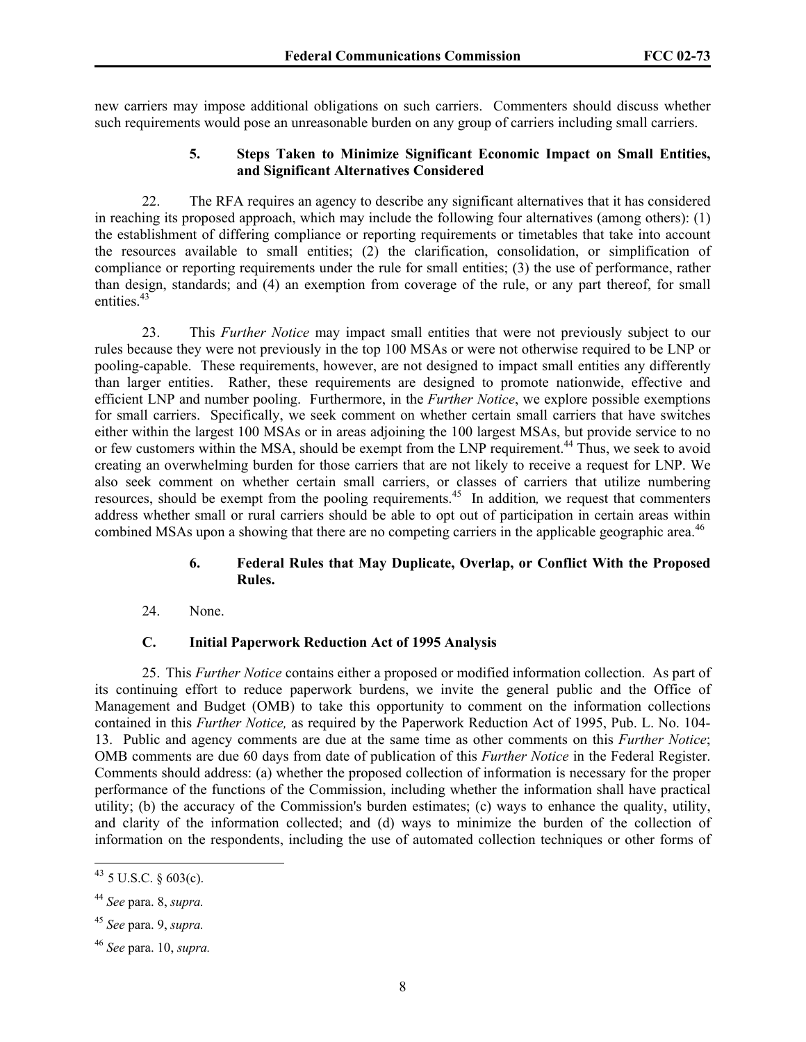new carriers may impose additional obligations on such carriers. Commenters should discuss whether such requirements would pose an unreasonable burden on any group of carriers including small carriers.

### 5. Steps Taken to Minimize Significant Economic Impact on Small Entities, and Significant Alternatives Considered

22. The RFA requires an agency to describe any significant alternatives that it has considered in reaching its proposed approach, which may include the following four alternatives (among others): (1) the establishment of differing compliance or reporting requirements or timetables that take into account the resources available to small entities; (2) the clarification, consolidation, or simplification of compliance or reporting requirements under the rule for small entities; (3) the use of performance, rather than design, standards; and (4) an exemption from coverage of the rule, or any part thereof, for small entities.[43]

23. This *Further Notice* may impact small entities that were not previously subject to our rules because they were not previously in the top 100 MSAs or were not otherwise required to be LNP or pooling-capable. These requirements, however, are not designed to impact small entities any differently than larger entities. Rather, these requirements are designed to promote nationwide, effective and efficient LNP and number pooling. Furthermore, in the *Further Notice*, we explore possible exemptions for small carriers. Specifically, we seek comment on whether certain small carriers that have switches either within the largest 100 MSAs or in areas adjoining the 100 largest MSAs, but provide service to no or few customers within the MSA, should be exempt from the LNP requirement.[44] Thus, we seek to avoid creating an overwhelming burden for those carriers that are not likely to receive a request for LNP. We also seek comment on whether certain small carriers, or classes of carriers that utilize numbering resources, should be exempt from the pooling requirements.[45] In addition*,* we request that commenters address whether small or rural carriers should be able to opt out of participation in certain areas within combined MSAs upon a showing that there are no competing carriers in the applicable geographic area.[46]

### 6. Federal Rules that May Duplicate, Overlap, or Conflict With the Proposed Rules.

24. None.

## C. Initial Paperwork Reduction Act of 1995 Analysis

25. This *Further Notice* contains either a proposed or modified information collection. As part of its continuing effort to reduce paperwork burdens, we invite the general public and the Office of Management and Budget (OMB) to take this opportunity to comment on the information collections contained in this *Further Notice,* as required by the Paperwork Reduction Act of 1995, Pub. L. No. 104-13. Public and agency comments are due at the same time as other comments on this *Further Notice*; OMB comments are due 60 days from date of publication of this *Further Notice* in the Federal Register. Comments should address: (a) whether the proposed collection of information is necessary for the proper performance of the functions of the Commission, including whether the information shall have practical utility; (b) the accuracy of the Commission's burden estimates; (c) ways to enhance the quality, utility, and clarity of the information collected; and (d) ways to minimize the burden of the collection of information on the respondents, including the use of automated collection techniques or other forms of

---

[43] 5 U.S.C. § 603(c).

[44] *See* para. 8, *supra.*

[45] *See* para. 9, *supra.*

[46] *See* para. 10, *supra.*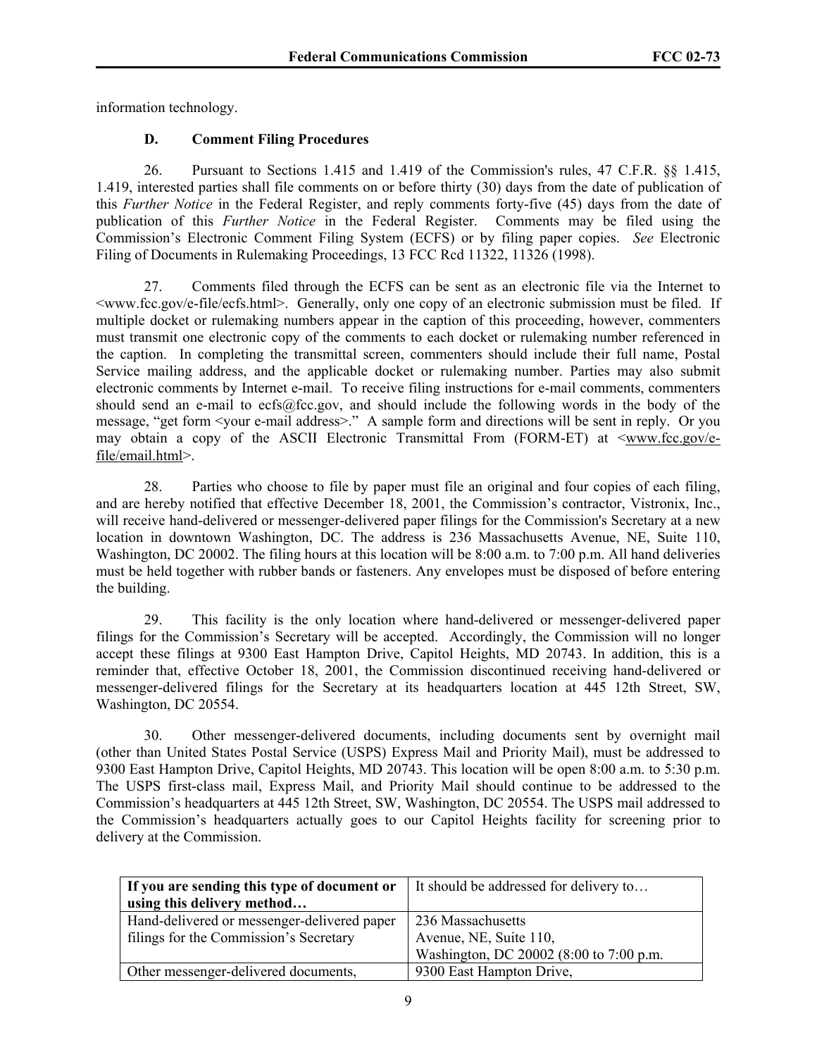information technology.

### D. Comment Filing Procedures

26. Pursuant to Sections 1.415 and 1.419 of the Commission's rules, 47 C.F.R. §§ 1.415, 1.419, interested parties shall file comments on or before thirty (30) days from the date of publication of this *Further Notice* in the Federal Register, and reply comments forty-five (45) days from the date of publication of this *Further Notice* in the Federal Register. Comments may be filed using the Commission's Electronic Comment Filing System (ECFS) or by filing paper copies. *See* Electronic Filing of Documents in Rulemaking Proceedings, 13 FCC Rcd 11322, 11326 (1998).

27. Comments filed through the ECFS can be sent as an electronic file via the Internet to <www.fcc.gov/e-file/ecfs.html>. Generally, only one copy of an electronic submission must be filed. If multiple docket or rulemaking numbers appear in the caption of this proceeding, however, commenters must transmit one electronic copy of the comments to each docket or rulemaking number referenced in the caption. In completing the transmittal screen, commenters should include their full name, Postal Service mailing address, and the applicable docket or rulemaking number. Parties may also submit electronic comments by Internet e-mail. To receive filing instructions for e-mail comments, commenters should send an e-mail to ecfs@fcc.gov, and should include the following words in the body of the message, "get form <your e-mail address>." A sample form and directions will be sent in reply. Or you may obtain a copy of the ASCII Electronic Transmittal From (FORM-ET) at <www.fcc.gov/e-file/email.html>.

28. Parties who choose to file by paper must file an original and four copies of each filing, and are hereby notified that effective December 18, 2001, the Commission's contractor, Vistronix, Inc., will receive hand-delivered or messenger-delivered paper filings for the Commission's Secretary at a new location in downtown Washington, DC. The address is 236 Massachusetts Avenue, NE, Suite 110, Washington, DC 20002. The filing hours at this location will be 8:00 a.m. to 7:00 p.m. All hand deliveries must be held together with rubber bands or fasteners. Any envelopes must be disposed of before entering the building.

29. This facility is the only location where hand-delivered or messenger-delivered paper filings for the Commission's Secretary will be accepted. Accordingly, the Commission will no longer accept these filings at 9300 East Hampton Drive, Capitol Heights, MD 20743. In addition, this is a reminder that, effective October 18, 2001, the Commission discontinued receiving hand-delivered or messenger-delivered filings for the Secretary at its headquarters location at 445 12th Street, SW, Washington, DC 20554.

30. Other messenger-delivered documents, including documents sent by overnight mail (other than United States Postal Service (USPS) Express Mail and Priority Mail), must be addressed to 9300 East Hampton Drive, Capitol Heights, MD 20743. This location will be open 8:00 a.m. to 5:30 p.m. The USPS first-class mail, Express Mail, and Priority Mail should continue to be addressed to the Commission's headquarters at 445 12th Street, SW, Washington, DC 20554. The USPS mail addressed to the Commission's headquarters actually goes to our Capitol Heights facility for screening prior to delivery at the Commission.

| **If you are sending this type of document or using this delivery method…** | It should be addressed for delivery to… |
| --- | --- |
| Hand-delivered or messenger-delivered paper filings for the Commission's Secretary | 236 Massachusetts Avenue, NE, Suite 110, Washington, DC 20002 (8:00 to 7:00 p.m. |
| Other messenger-delivered documents, | 9300 East Hampton Drive, |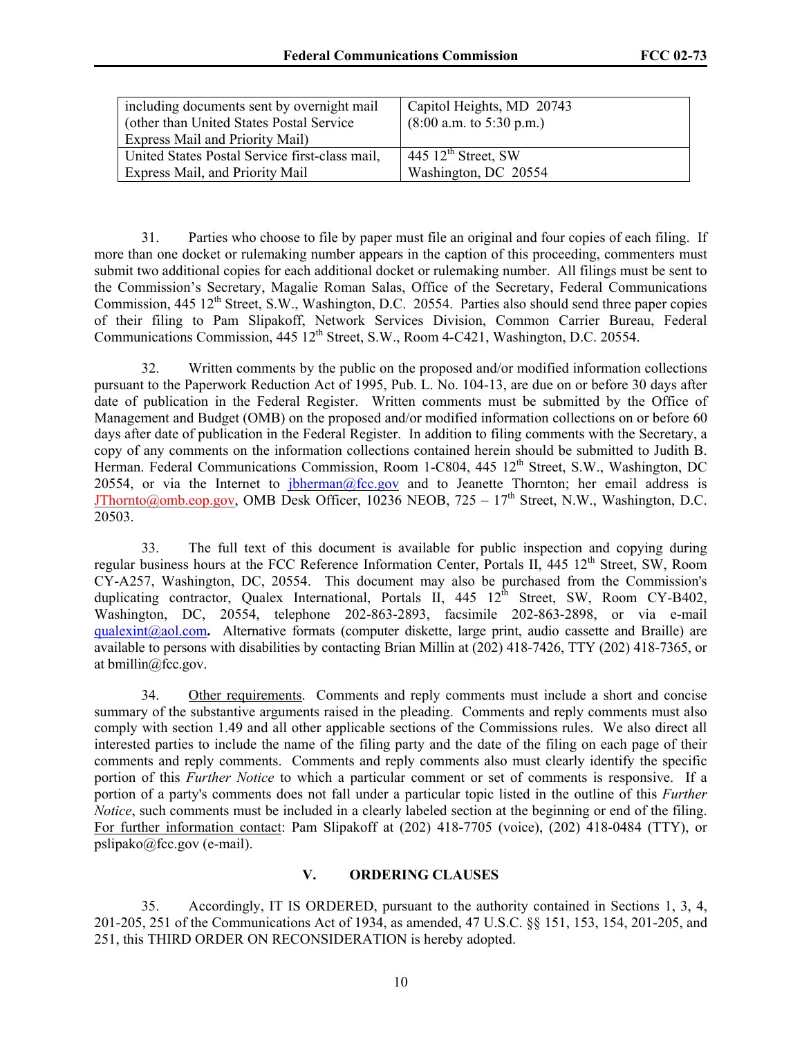| including documents sent by overnight mail (other than United States Postal Service Express Mail and Priority Mail) | Capitol Heights, MD 20743 (8:00 a.m. to 5:30 p.m.) |
|---|---|
| United States Postal Service first-class mail, Express Mail, and Priority Mail | 445 12th Street, SW Washington, DC 20554 |

31. Parties who choose to file by paper must file an original and four copies of each filing. If more than one docket or rulemaking number appears in the caption of this proceeding, commenters must submit two additional copies for each additional docket or rulemaking number. All filings must be sent to the Commission's Secretary, Magalie Roman Salas, Office of the Secretary, Federal Communications Commission, 445 12th Street, S.W., Washington, D.C. 20554. Parties also should send three paper copies of their filing to Pam Slipakoff, Network Services Division, Common Carrier Bureau, Federal Communications Commission, 445 12th Street, S.W., Room 4-C421, Washington, D.C. 20554.

32. Written comments by the public on the proposed and/or modified information collections pursuant to the Paperwork Reduction Act of 1995, Pub. L. No. 104-13, are due on or before 30 days after date of publication in the Federal Register. Written comments must be submitted by the Office of Management and Budget (OMB) on the proposed and/or modified information collections on or before 60 days after date of publication in the Federal Register. In addition to filing comments with the Secretary, a copy of any comments on the information collections contained herein should be submitted to Judith B. Herman. Federal Communications Commission, Room 1-C804, 445 12th Street, S.W., Washington, DC 20554, or via the Internet to jbherman@fcc.gov and to Jeanette Thornton; her email address is JThornto@omb.eop.gov, OMB Desk Officer, 10236 NEOB, 725 – 17th Street, N.W., Washington, D.C. 20503.

33. The full text of this document is available for public inspection and copying during regular business hours at the FCC Reference Information Center, Portals II, 445 12th Street, SW, Room CY-A257, Washington, DC, 20554. This document may also be purchased from the Commission's duplicating contractor, Qualex International, Portals II, 445 12th Street, SW, Room CY-B402, Washington, DC, 20554, telephone 202-863-2893, facsimile 202-863-2898, or via e-mail qualexint@aol.com**.** Alternative formats (computer diskette, large print, audio cassette and Braille) are available to persons with disabilities by contacting Brian Millin at (202) 418-7426, TTY (202) 418-7365, or at bmillin@fcc.gov.

34. Other requirements. Comments and reply comments must include a short and concise summary of the substantive arguments raised in the pleading. Comments and reply comments must also comply with section 1.49 and all other applicable sections of the Commissions rules. We also direct all interested parties to include the name of the filing party and the date of the filing on each page of their comments and reply comments. Comments and reply comments also must clearly identify the specific portion of this *Further Notice* to which a particular comment or set of comments is responsive. If a portion of a party's comments does not fall under a particular topic listed in the outline of this *Further Notice*, such comments must be included in a clearly labeled section at the beginning or end of the filing. For further information contact: Pam Slipakoff at (202) 418-7705 (voice), (202) 418-0484 (TTY), or pslipako@fcc.gov (e-mail).

## V. ORDERING CLAUSES

35. Accordingly, IT IS ORDERED, pursuant to the authority contained in Sections 1, 3, 4, 201-205, 251 of the Communications Act of 1934, as amended, 47 U.S.C. §§ 151, 153, 154, 201-205, and 251, this THIRD ORDER ON RECONSIDERATION is hereby adopted.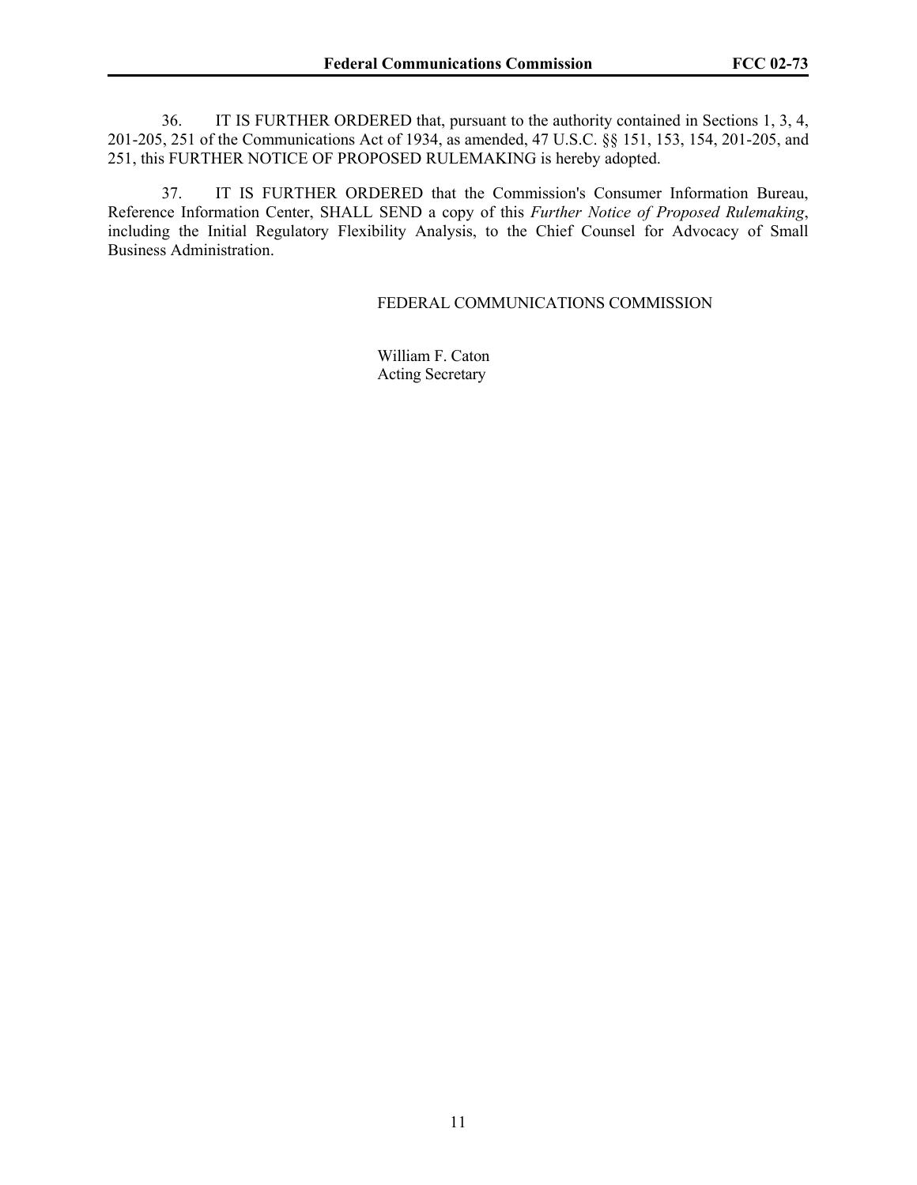36. IT IS FURTHER ORDERED that, pursuant to the authority contained in Sections 1, 3, 4, 201-205, 251 of the Communications Act of 1934, as amended, 47 U.S.C. §§ 151, 153, 154, 201-205, and 251, this FURTHER NOTICE OF PROPOSED RULEMAKING is hereby adopted.

37. IT IS FURTHER ORDERED that the Commission's Consumer Information Bureau, Reference Information Center, SHALL SEND a copy of this *Further Notice of Proposed Rulemaking*, including the Initial Regulatory Flexibility Analysis, to the Chief Counsel for Advocacy of Small Business Administration.

FEDERAL COMMUNICATIONS COMMISSION

William F. Caton
Acting Secretary